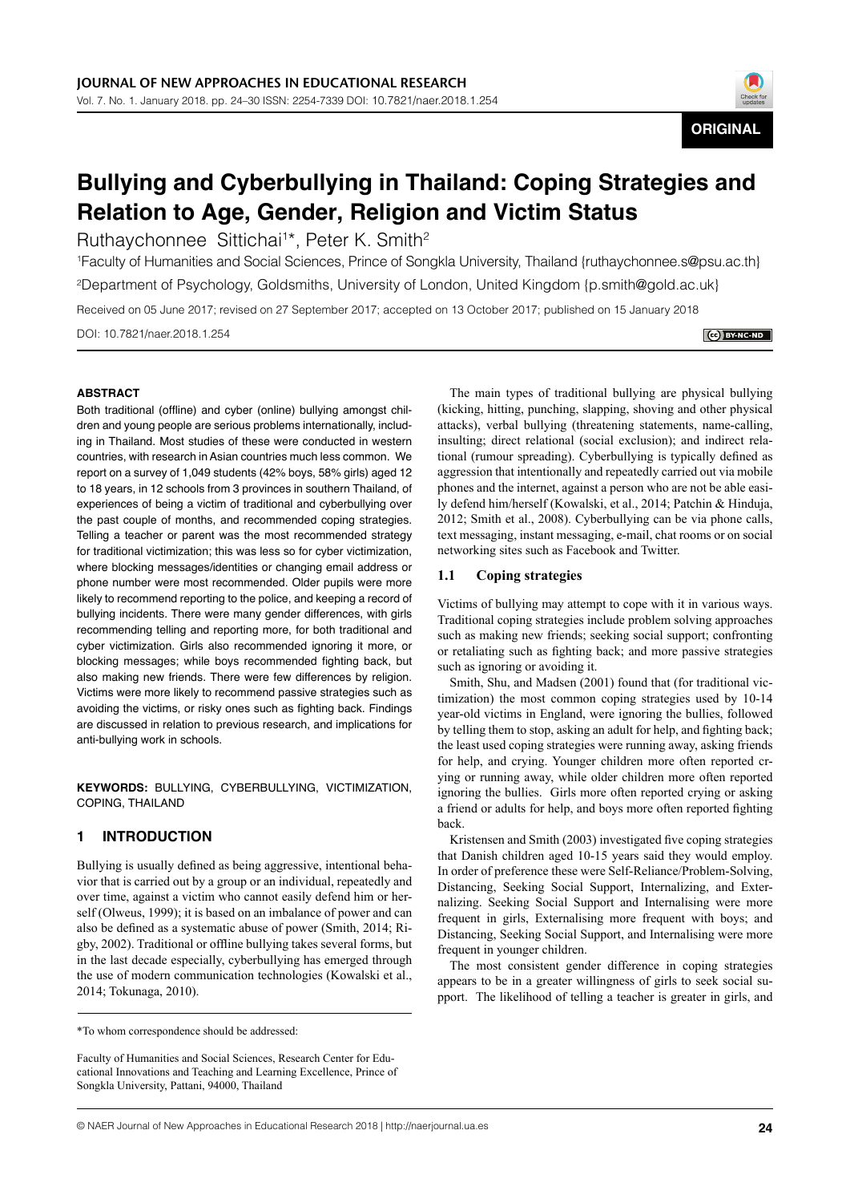**ORIGINAL**

# Bullying and Cyberbullying in Thailand: Coping Strategies and Relation to Age, Gender, Religion and Victim Status

Ruthaychonnee Sittichai[1]*, Peter K. Smith[2]

[1]Faculty of Humanities and Social Sciences, Prince of Songkla University, Thailand {ruthaychonnee.s@psu.ac.th}

[2]Department of Psychology, Goldsmiths, University of London, United Kingdom {p.smith@gold.ac.uk}

Received on 05 June 2017; revised on 27 September 2017; accepted on 13 October 2017; published on 15 January 2018

DOI: 10.7821/naer.2018.1.254

### ABSTRACT

Both traditional (offline) and cyber (online) bullying amongst children and young people are serious problems internationally, including in Thailand. Most studies of these were conducted in western countries, with research in Asian countries much less common. We report on a survey of 1,049 students (42% boys, 58% girls) aged 12 to 18 years, in 12 schools from 3 provinces in southern Thailand, of experiences of being a victim of traditional and cyberbullying over the past couple of months, and recommended coping strategies. Telling a teacher or parent was the most recommended strategy for traditional victimization; this was less so for cyber victimization, where blocking messages/identities or changing email address or phone number were most recommended. Older pupils were more likely to recommend reporting to the police, and keeping a record of bullying incidents. There were many gender differences, with girls recommending telling and reporting more, for both traditional and cyber victimization. Girls also recommended ignoring it more, or blocking messages; while boys recommended fighting back, but also making new friends. There were few differences by religion. Victims were more likely to recommend passive strategies such as avoiding the victims, or risky ones such as fighting back. Findings are discussed in relation to previous research, and implications for anti-bullying work in schools.

**KEYWORDS:** BULLYING, CYBERBULLYING, VICTIMIZATION, COPING, THAILAND

## 1 INTRODUCTION

Bullying is usually defined as being aggressive, intentional behavior that is carried out by a group or an individual, repeatedly and over time, against a victim who cannot easily defend him or herself (Olweus, 1999); it is based on an imbalance of power and can also be defined as a systematic abuse of power (Smith, 2014; Rigby, 2002). Traditional or offline bullying takes several forms, but in the last decade especially, cyberbullying has emerged through the use of modern communication technologies (Kowalski et al., 2014; Tokunaga, 2010).

The main types of traditional bullying are physical bullying (kicking, hitting, punching, slapping, shoving and other physical attacks), verbal bullying (threatening statements, name-calling, insulting; direct relational (social exclusion); and indirect relational (rumour spreading). Cyberbullying is typically defined as aggression that intentionally and repeatedly carried out via mobile phones and the internet, against a person who are not be able easily defend him/herself (Kowalski, et al., 2014; Patchin & Hinduja, 2012; Smith et al., 2008). Cyberbullying can be via phone calls, text messaging, instant messaging, e-mail, chat rooms or on social networking sites such as Facebook and Twitter.

### 1.1 Coping strategies

Victims of bullying may attempt to cope with it in various ways. Traditional coping strategies include problem solving approaches such as making new friends; seeking social support; confronting or retaliating such as fighting back; and more passive strategies such as ignoring or avoiding it.

Smith, Shu, and Madsen (2001) found that (for traditional victimization) the most common coping strategies used by 10-14 year-old victims in England, were ignoring the bullies, followed by telling them to stop, asking an adult for help, and fighting back; the least used coping strategies were running away, asking friends for help, and crying. Younger children more often reported crying or running away, while older children more often reported ignoring the bullies. Girls more often reported crying or asking a friend or adults for help, and boys more often reported fighting back.

Kristensen and Smith (2003) investigated five coping strategies that Danish children aged 10-15 years said they would employ. In order of preference these were Self-Reliance/Problem-Solving, Distancing, Seeking Social Support, Internalizing, and Externalizing. Seeking Social Support and Internalising were more frequent in girls, Externalising more frequent with boys; and Distancing, Seeking Social Support, and Internalising were more frequent in younger children.

The most consistent gender difference in coping strategies appears to be in a greater willingness of girls to seek social support. The likelihood of telling a teacher is greater in girls, and

*To whom correspondence should be addressed:

Faculty of Humanities and Social Sciences, Research Center for Educational Innovations and Teaching and Learning Excellence, Prince of Songkla University, Pattani, 94000, Thailand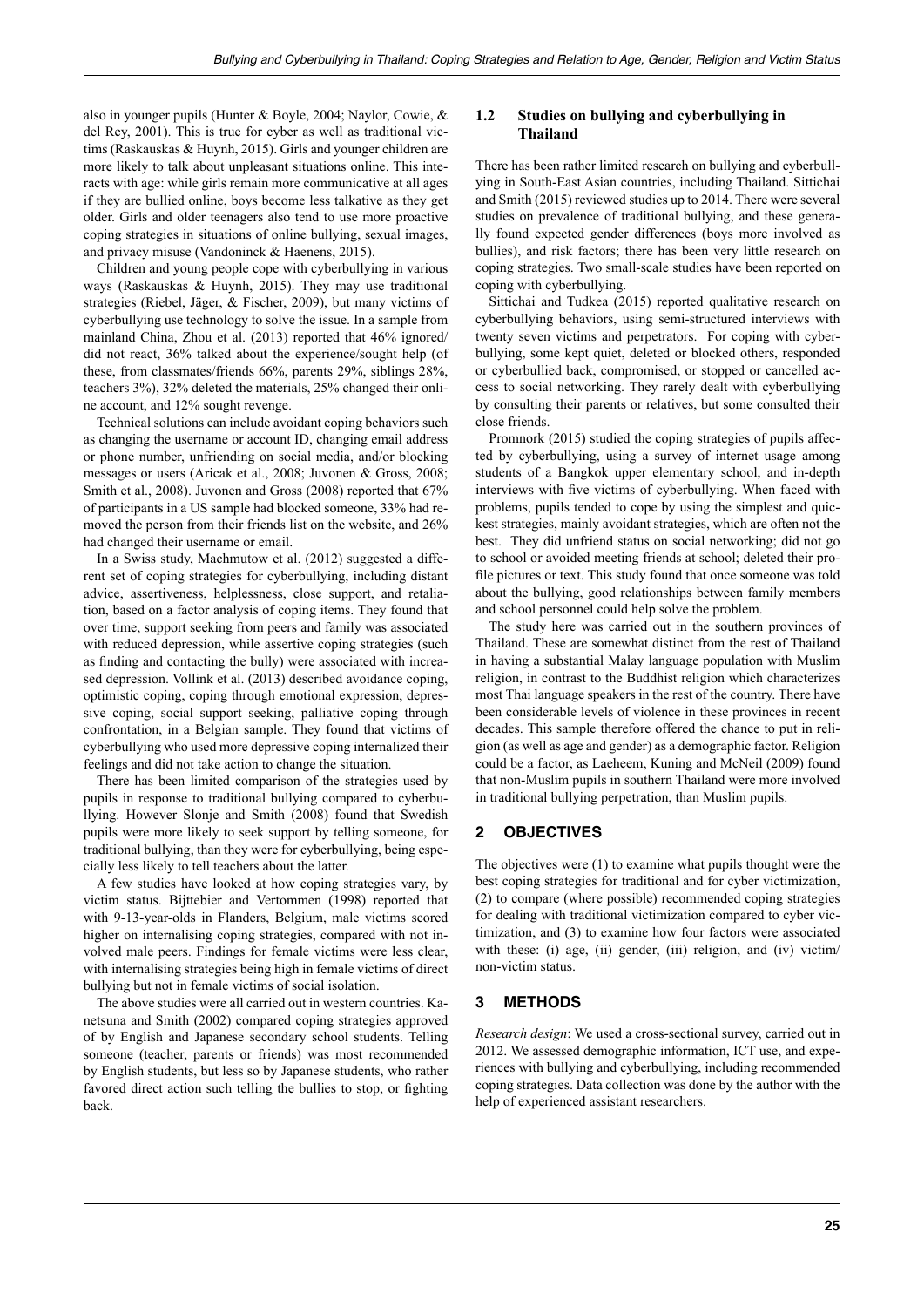also in younger pupils (Hunter & Boyle, 2004; Naylor, Cowie, & del Rey, 2001). This is true for cyber as well as traditional victims (Raskauskas & Huynh, 2015). Girls and younger children are more likely to talk about unpleasant situations online. This interacts with age: while girls remain more communicative at all ages if they are bullied online, boys become less talkative as they get older. Girls and older teenagers also tend to use more proactive coping strategies in situations of online bullying, sexual images, and privacy misuse (Vandoninck & Haenens, 2015).

Children and young people cope with cyberbullying in various ways (Raskauskas & Huynh, 2015). They may use traditional strategies (Riebel, Jäger, & Fischer, 2009), but many victims of cyberbullying use technology to solve the issue. In a sample from mainland China, Zhou et al. (2013) reported that 46% ignored/did not react, 36% talked about the experience/sought help (of these, from classmates/friends 66%, parents 29%, siblings 28%, teachers 3%), 32% deleted the materials, 25% changed their online account, and 12% sought revenge.

Technical solutions can include avoidant coping behaviors such as changing the username or account ID, changing email address or phone number, unfriending on social media, and/or blocking messages or users (Aricak et al., 2008; Juvonen & Gross, 2008; Smith et al., 2008). Juvonen and Gross (2008) reported that 67% of participants in a US sample had blocked someone, 33% had removed the person from their friends list on the website, and 26% had changed their username or email.

In a Swiss study, Machmutow et al. (2012) suggested a different set of coping strategies for cyberbullying, including distant advice, assertiveness, helplessness, close support, and retaliation, based on a factor analysis of coping items. They found that over time, support seeking from peers and family was associated with reduced depression, while assertive coping strategies (such as finding and contacting the bully) were associated with increased depression. Vollink et al. (2013) described avoidance coping, optimistic coping, coping through emotional expression, depressive coping, social support seeking, palliative coping through confrontation, in a Belgian sample. They found that victims of cyberbullying who used more depressive coping internalized their feelings and did not take action to change the situation.

There has been limited comparison of the strategies used by pupils in response to traditional bullying compared to cyberbullying. However Slonje and Smith (2008) found that Swedish pupils were more likely to seek support by telling someone, for traditional bullying, than they were for cyberbullying, being especially less likely to tell teachers about the latter.

A few studies have looked at how coping strategies vary, by victim status. Bijttebier and Vertommen (1998) reported that with 9-13-year-olds in Flanders, Belgium, male victims scored higher on internalising coping strategies, compared with not involved male peers. Findings for female victims were less clear, with internalising strategies being high in female victims of direct bullying but not in female victims of social isolation.

The above studies were all carried out in western countries. Kanetsuna and Smith (2002) compared coping strategies approved of by English and Japanese secondary school students. Telling someone (teacher, parents or friends) was most recommended by English students, but less so by Japanese students, who rather favored direct action such telling the bullies to stop, or fighting back.

### 1.2 Studies on bullying and cyberbullying in Thailand

There has been rather limited research on bullying and cyberbullying in South-East Asian countries, including Thailand. Sittichai and Smith (2015) reviewed studies up to 2014. There were several studies on prevalence of traditional bullying, and these generally found expected gender differences (boys more involved as bullies), and risk factors; there has been very little research on coping strategies. Two small-scale studies have been reported on coping with cyberbullying.

Sittichai and Tudkea (2015) reported qualitative research on cyberbullying behaviors, using semi-structured interviews with twenty seven victims and perpetrators. For coping with cyberbullying, some kept quiet, deleted or blocked others, responded or cyberbullied back, compromised, or stopped or cancelled access to social networking. They rarely dealt with cyberbullying by consulting their parents or relatives, but some consulted their close friends.

Promnork (2015) studied the coping strategies of pupils affected by cyberbullying, using a survey of internet usage among students of a Bangkok upper elementary school, and in-depth interviews with five victims of cyberbullying. When faced with problems, pupils tended to cope by using the simplest and quickest strategies, mainly avoidant strategies, which are often not the best. They did unfriend status on social networking; did not go to school or avoided meeting friends at school; deleted their profile pictures or text. This study found that once someone was told about the bullying, good relationships between family members and school personnel could help solve the problem.

The study here was carried out in the southern provinces of Thailand. These are somewhat distinct from the rest of Thailand in having a substantial Malay language population with Muslim religion, in contrast to the Buddhist religion which characterizes most Thai language speakers in the rest of the country. There have been considerable levels of violence in these provinces in recent decades. This sample therefore offered the chance to put in religion (as well as age and gender) as a demographic factor. Religion could be a factor, as Laeheem, Kuning and McNeil (2009) found that non-Muslim pupils in southern Thailand were more involved in traditional bullying perpetration, than Muslim pupils.

## 2 OBJECTIVES

The objectives were (1) to examine what pupils thought were the best coping strategies for traditional and for cyber victimization, (2) to compare (where possible) recommended coping strategies for dealing with traditional victimization compared to cyber victimization, and (3) to examine how four factors were associated with these: (i) age, (ii) gender, (iii) religion, and (iv) victim/non-victim status.

## 3 METHODS

*Research design*: We used a cross-sectional survey, carried out in 2012. We assessed demographic information, ICT use, and experiences with bullying and cyberbullying, including recommended coping strategies. Data collection was done by the author with the help of experienced assistant researchers.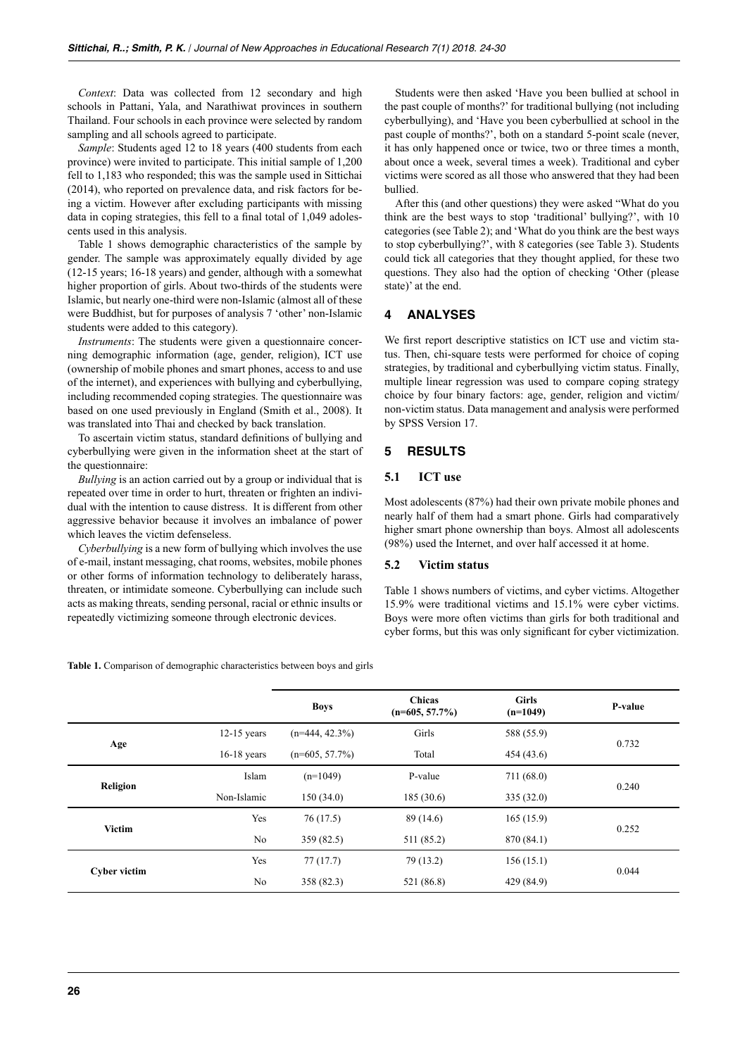*Context*: Data was collected from 12 secondary and high schools in Pattani, Yala, and Narathiwat provinces in southern Thailand. Four schools in each province were selected by random sampling and all schools agreed to participate.

*Sample*: Students aged 12 to 18 years (400 students from each province) were invited to participate. This initial sample of 1,200 fell to 1,183 who responded; this was the sample used in Sittichai (2014), who reported on prevalence data, and risk factors for being a victim. However after excluding participants with missing data in coping strategies, this fell to a final total of 1,049 adolescents used in this analysis.

Table 1 shows demographic characteristics of the sample by gender. The sample was approximately equally divided by age (12-15 years; 16-18 years) and gender, although with a somewhat higher proportion of girls. About two-thirds of the students were Islamic, but nearly one-third were non-Islamic (almost all of these were Buddhist, but for purposes of analysis 7 'other' non-Islamic students were added to this category).

*Instruments*: The students were given a questionnaire concerning demographic information (age, gender, religion), ICT use (ownership of mobile phones and smart phones, access to and use of the internet), and experiences with bullying and cyberbullying, including recommended coping strategies. The questionnaire was based on one used previously in England (Smith et al., 2008). It was translated into Thai and checked by back translation.

To ascertain victim status, standard definitions of bullying and cyberbullying were given in the information sheet at the start of the questionnaire:

*Bullying* is an action carried out by a group or individual that is repeated over time in order to hurt, threaten or frighten an individual with the intention to cause distress. It is different from other aggressive behavior because it involves an imbalance of power which leaves the victim defenseless.

*Cyberbullying* is a new form of bullying which involves the use of e-mail, instant messaging, chat rooms, websites, mobile phones or other forms of information technology to deliberately harass, threaten, or intimidate someone. Cyberbullying can include such acts as making threats, sending personal, racial or ethnic insults or repeatedly victimizing someone through electronic devices.

Students were then asked 'Have you been bullied at school in the past couple of months?' for traditional bullying (not including cyberbullying), and 'Have you been cyberbullied at school in the past couple of months?', both on a standard 5-point scale (never, it has only happened once or twice, two or three times a month, about once a week, several times a week). Traditional and cyber victims were scored as all those who answered that they had been bullied.

After this (and other questions) they were asked "What do you think are the best ways to stop 'traditional' bullying?', with 10 categories (see Table 2); and 'What do you think are the best ways to stop cyberbullying?', with 8 categories (see Table 3). Students could tick all categories that they thought applied, for these two questions. They also had the option of checking 'Other (please state)' at the end.

## 4 ANALYSES

We first report descriptive statistics on ICT use and victim status. Then, chi-square tests were performed for choice of coping strategies, by traditional and cyberbullying victim status. Finally, multiple linear regression was used to compare coping strategy choice by four binary factors: age, gender, religion and victim/non-victim status. Data management and analysis were performed by SPSS Version 17.

## 5 RESULTS

### 5.1 ICT use

Most adolescents (87%) had their own private mobile phones and nearly half of them had a smart phone. Girls had comparatively higher smart phone ownership than boys. Almost all adolescents (98%) used the Internet, and over half accessed it at home.

### 5.2 Victim status

Table 1 shows numbers of victims, and cyber victims. Altogether 15.9% were traditional victims and 15.1% were cyber victims. Boys were more often victims than girls for both traditional and cyber forms, but this was only significant for cyber victimization.

**Table 1.** Comparison of demographic characteristics between boys and girls

| | | Boys | Chicas (n=605, 57.7%) | Girls (n=1049) | P-value |
|---|---|---|---|---|---|
| Age | 12-15 years | (n=444, 42.3%) | Girls | 588 (55.9) | 0.732 |
| | 16-18 years | (n=605, 57.7%) | Total | 454 (43.6) | |
| Religion | Islam | (n=1049) | P-value | 711 (68.0) | 0.240 |
| | Non-Islamic | 150 (34.0) | 185 (30.6) | 335 (32.0) | |
| Victim | Yes | 76 (17.5) | 89 (14.6) | 165 (15.9) | 0.252 |
| | No | 359 (82.5) | 511 (85.2) | 870 (84.1) | |
| Cyber victim | Yes | 77 (17.7) | 79 (13.2) | 156 (15.1) | 0.044 |
| | No | 358 (82.3) | 521 (86.8) | 429 (84.9) | |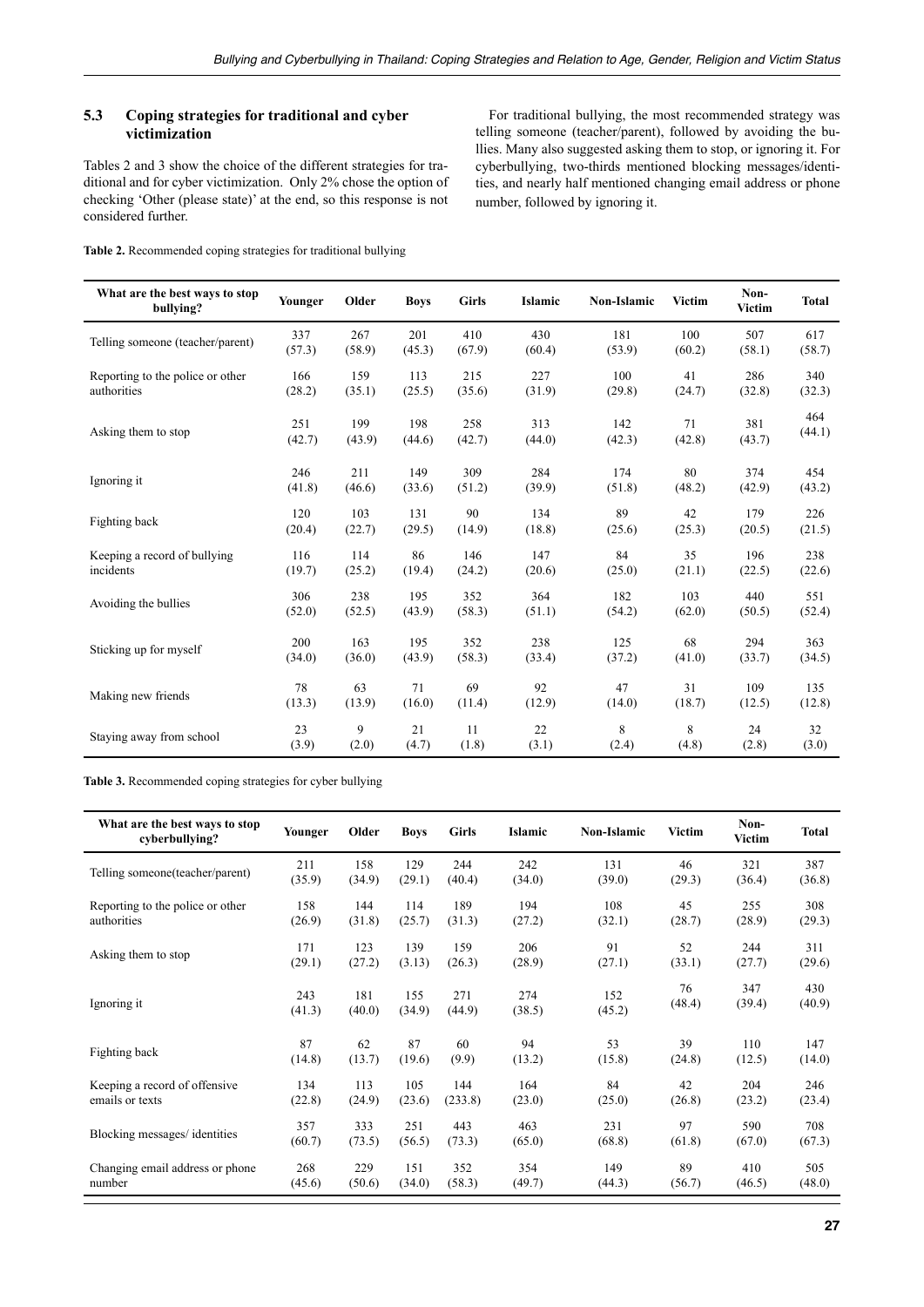### 5.3 Coping strategies for traditional and cyber victimization

Tables 2 and 3 show the choice of the different strategies for traditional and for cyber victimization. Only 2% chose the option of checking 'Other (please state)' at the end, so this response is not considered further.

For traditional bullying, the most recommended strategy was telling someone (teacher/parent), followed by avoiding the bullies. Many also suggested asking them to stop, or ignoring it. For cyberbullying, two-thirds mentioned blocking messages/identities, and nearly half mentioned changing email address or phone number, followed by ignoring it.

**Table 2.** Recommended coping strategies for traditional bullying

| What are the best ways to stop bullying? | Younger | Older | Boys | Girls | Islamic | Non-Islamic | Victim | Non-Victim | Total |
|---|---|---|---|---|---|---|---|---|---|
| Telling someone (teacher/parent) | 337 (57.3) | 267 (58.9) | 201 (45.3) | 410 (67.9) | 430 (60.4) | 181 (53.9) | 100 (60.2) | 507 (58.1) | 617 (58.7) |
| Reporting to the police or other authorities | 166 (28.2) | 159 (35.1) | 113 (25.5) | 215 (35.6) | 227 (31.9) | 100 (29.8) | 41 (24.7) | 286 (32.8) | 340 (32.3) |
| Asking them to stop | 251 (42.7) | 199 (43.9) | 198 (44.6) | 258 (42.7) | 313 (44.0) | 142 (42.3) | 71 (42.8) | 381 (43.7) | 464 (44.1) |
| Ignoring it | 246 (41.8) | 211 (46.6) | 149 (33.6) | 309 (51.2) | 284 (39.9) | 174 (51.8) | 80 (48.2) | 374 (42.9) | 454 (43.2) |
| Fighting back | 120 (20.4) | 103 (22.7) | 131 (29.5) | 90 (14.9) | 134 (18.8) | 89 (25.6) | 42 (25.3) | 179 (20.5) | 226 (21.5) |
| Keeping a record of bullying incidents | 116 (19.7) | 114 (25.2) | 86 (19.4) | 146 (24.2) | 147 (20.6) | 84 (25.0) | 35 (21.1) | 196 (22.5) | 238 (22.6) |
| Avoiding the bullies | 306 (52.0) | 238 (52.5) | 195 (43.9) | 352 (58.3) | 364 (51.1) | 182 (54.2) | 103 (62.0) | 440 (50.5) | 551 (52.4) |
| Sticking up for myself | 200 (34.0) | 163 (36.0) | 195 (43.9) | 352 (58.3) | 238 (33.4) | 125 (37.2) | 68 (41.0) | 294 (33.7) | 363 (34.5) |
| Making new friends | 78 (13.3) | 63 (13.9) | 71 (16.0) | 69 (11.4) | 92 (12.9) | 47 (14.0) | 31 (18.7) | 109 (12.5) | 135 (12.8) |
| Staying away from school | 23 (3.9) | 9 (2.0) | 21 (4.7) | 11 (1.8) | 22 (3.1) | 8 (2.4) | 8 (4.8) | 24 (2.8) | 32 (3.0) |

**Table 3.** Recommended coping strategies for cyber bullying

| What are the best ways to stop cyberbullying? | Younger | Older | Boys | Girls | Islamic | Non-Islamic | Victim | Non-Victim | Total |
|---|---|---|---|---|---|---|---|---|---|
| Telling someone(teacher/parent) | 211 (35.9) | 158 (34.9) | 129 (29.1) | 244 (40.4) | 242 (34.0) | 131 (39.0) | 46 (29.3) | 321 (36.4) | 387 (36.8) |
| Reporting to the police or other authorities | 158 (26.9) | 144 (31.8) | 114 (25.7) | 189 (31.3) | 194 (27.2) | 108 (32.1) | 45 (28.7) | 255 (28.9) | 308 (29.3) |
| Asking them to stop | 171 (29.1) | 123 (27.2) | 139 (3.13) | 159 (26.3) | 206 (28.9) | 91 (27.1) | 52 (33.1) | 244 (27.7) | 311 (29.6) |
| Ignoring it | 243 (41.3) | 181 (40.0) | 155 (34.9) | 271 (44.9) | 274 (38.5) | 152 (45.2) | 76 (48.4) | 347 (39.4) | 430 (40.9) |
| Fighting back | 87 (14.8) | 62 (13.7) | 87 (19.6) | 60 (9.9) | 94 (13.2) | 53 (15.8) | 39 (24.8) | 110 (12.5) | 147 (14.0) |
| Keeping a record of offensive emails or texts | 134 (22.8) | 113 (24.9) | 105 (23.6) | 144 (233.8) | 164 (23.0) | 84 (25.0) | 42 (26.8) | 204 (23.2) | 246 (23.4) |
| Blocking messages/ identities | 357 (60.7) | 333 (73.5) | 251 (56.5) | 443 (73.3) | 463 (65.0) | 231 (68.8) | 97 (61.8) | 590 (67.0) | 708 (67.3) |
| Changing email address or phone number | 268 (45.6) | 229 (50.6) | 151 (34.0) | 352 (58.3) | 354 (49.7) | 149 (44.3) | 89 (56.7) | 410 (46.5) | 505 (48.0) |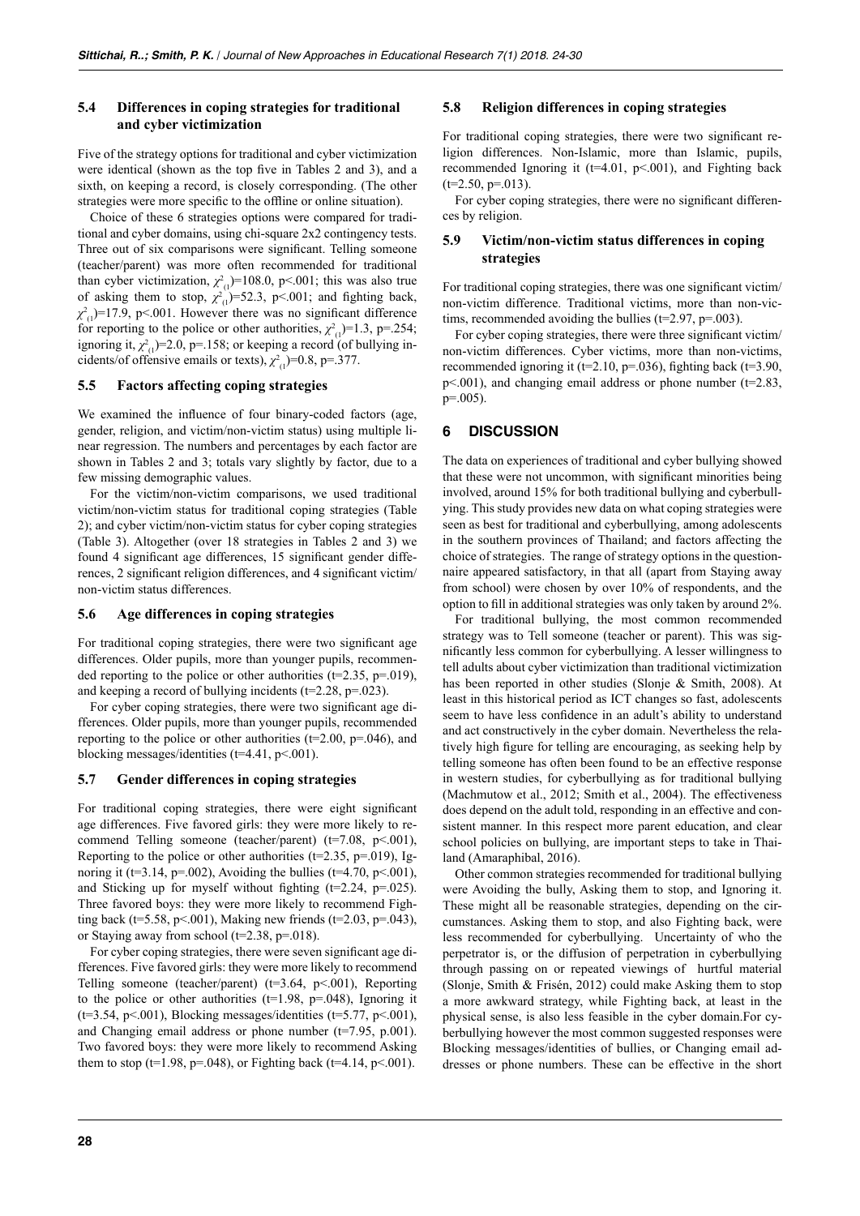### 5.4 Differences in coping strategies for traditional and cyber victimization

Five of the strategy options for traditional and cyber victimization were identical (shown as the top five in Tables 2 and 3), and a sixth, on keeping a record, is closely corresponding. (The other strategies were more specific to the offline or online situation).

Choice of these 6 strategies options were compared for traditional and cyber domains, using chi-square 2x2 contingency tests. Three out of six comparisons were significant. Telling someone (teacher/parent) was more often recommended for traditional than cyber victimization, $\chi^2_{(1)}$=108.0, p<.001; this was also true of asking them to stop, $\chi^2_{(1)}$=52.3, p<.001; and fighting back, $\chi^2_{(1)}$=17.9, p<.001. However there was no significant difference for reporting to the police or other authorities, $\chi^2_{(1)}$=1.3, p=.254; ignoring it, $\chi^2_{(1)}$=2.0, p=.158; or keeping a record (of bullying incidents/of offensive emails or texts), $\chi^2_{(1)}$=0.8, p=.377.

### 5.5 Factors affecting coping strategies

We examined the influence of four binary-coded factors (age, gender, religion, and victim/non-victim status) using multiple linear regression. The numbers and percentages by each factor are shown in Tables 2 and 3; totals vary slightly by factor, due to a few missing demographic values.

For the victim/non-victim comparisons, we used traditional victim/non-victim status for traditional coping strategies (Table 2); and cyber victim/non-victim status for cyber coping strategies (Table 3). Altogether (over 18 strategies in Tables 2 and 3) we found 4 significant age differences, 15 significant gender differences, 2 significant religion differences, and 4 significant victim/non-victim status differences.

### 5.6 Age differences in coping strategies

For traditional coping strategies, there were two significant age differences. Older pupils, more than younger pupils, recommended reporting to the police or other authorities (t=2.35, p=.019), and keeping a record of bullying incidents (t=2.28, p=.023).

For cyber coping strategies, there were two significant age differences. Older pupils, more than younger pupils, recommended reporting to the police or other authorities (t=2.00, p=.046), and blocking messages/identities (t=4.41, p<.001).

### 5.7 Gender differences in coping strategies

For traditional coping strategies, there were eight significant age differences. Five favored girls: they were more likely to recommend Telling someone (teacher/parent) (t=7.08, p<.001), Reporting to the police or other authorities (t=2.35, p=.019), Ignoring it (t=3.14, p=.002), Avoiding the bullies (t=4.70, p<.001), and Sticking up for myself without fighting (t=2.24, p=.025). Three favored boys: they were more likely to recommend Fighting back (t=5.58, p<.001), Making new friends (t=2.03, p=.043), or Staying away from school (t=2.38, p=.018).

For cyber coping strategies, there were seven significant age differences. Five favored girls: they were more likely to recommend Telling someone (teacher/parent) (t=3.64, p<.001), Reporting to the police or other authorities (t=1.98, p=.048), Ignoring it (t=3.54, p<.001), Blocking messages/identities (t=5.77, p<.001), and Changing email address or phone number (t=7.95, p.001). Two favored boys: they were more likely to recommend Asking them to stop (t=1.98, p=.048), or Fighting back (t=4.14, p<.001).

### 5.8 Religion differences in coping strategies

For traditional coping strategies, there were two significant religion differences. Non-Islamic, more than Islamic, pupils, recommended Ignoring it (t=4.01, p<.001), and Fighting back (t=2.50, p=.013).

For cyber coping strategies, there were no significant differences by religion.

### 5.9 Victim/non-victim status differences in coping strategies

For traditional coping strategies, there was one significant victim/non-victim difference. Traditional victims, more than non-victims, recommended avoiding the bullies (t=2.97, p=.003).

For cyber coping strategies, there were three significant victim/non-victim differences. Cyber victims, more than non-victims, recommended ignoring it (t=2.10, p=.036), fighting back (t=3.90, p<.001), and changing email address or phone number (t=2.83, p=.005).

## 6 DISCUSSION

The data on experiences of traditional and cyber bullying showed that these were not uncommon, with significant minorities being involved, around 15% for both traditional bullying and cyberbullying. This study provides new data on what coping strategies were seen as best for traditional and cyberbullying, among adolescents in the southern provinces of Thailand; and factors affecting the choice of strategies. The range of strategy options in the questionnaire appeared satisfactory, in that all (apart from Staying away from school) were chosen by over 10% of respondents, and the option to fill in additional strategies was only taken by around 2%.

For traditional bullying, the most common recommended strategy was to Tell someone (teacher or parent). This was significantly less common for cyberbullying. A lesser willingness to tell adults about cyber victimization than traditional victimization has been reported in other studies (Slonje & Smith, 2008). At least in this historical period as ICT changes so fast, adolescents seem to have less confidence in an adult's ability to understand and act constructively in the cyber domain. Nevertheless the relatively high figure for telling are encouraging, as seeking help by telling someone has often been found to be an effective response in western studies, for cyberbullying as for traditional bullying (Machmutow et al., 2012; Smith et al., 2004). The effectiveness does depend on the adult told, responding in an effective and consistent manner. In this respect more parent education, and clear school policies on bullying, are important steps to take in Thailand (Amaraphibal, 2016).

Other common strategies recommended for traditional bullying were Avoiding the bully, Asking them to stop, and Ignoring it. These might all be reasonable strategies, depending on the circumstances. Asking them to stop, and also Fighting back, were less recommended for cyberbullying. Uncertainty of who the perpetrator is, or the diffusion of perpetration in cyberbullying through passing on or repeated viewings of hurtful material (Slonje, Smith & Frisén, 2012) could make Asking them to stop a more awkward strategy, while Fighting back, at least in the physical sense, is also less feasible in the cyber domain.For cyberbullying however the most common suggested responses were Blocking messages/identities of bullies, or Changing email addresses or phone numbers. These can be effective in the short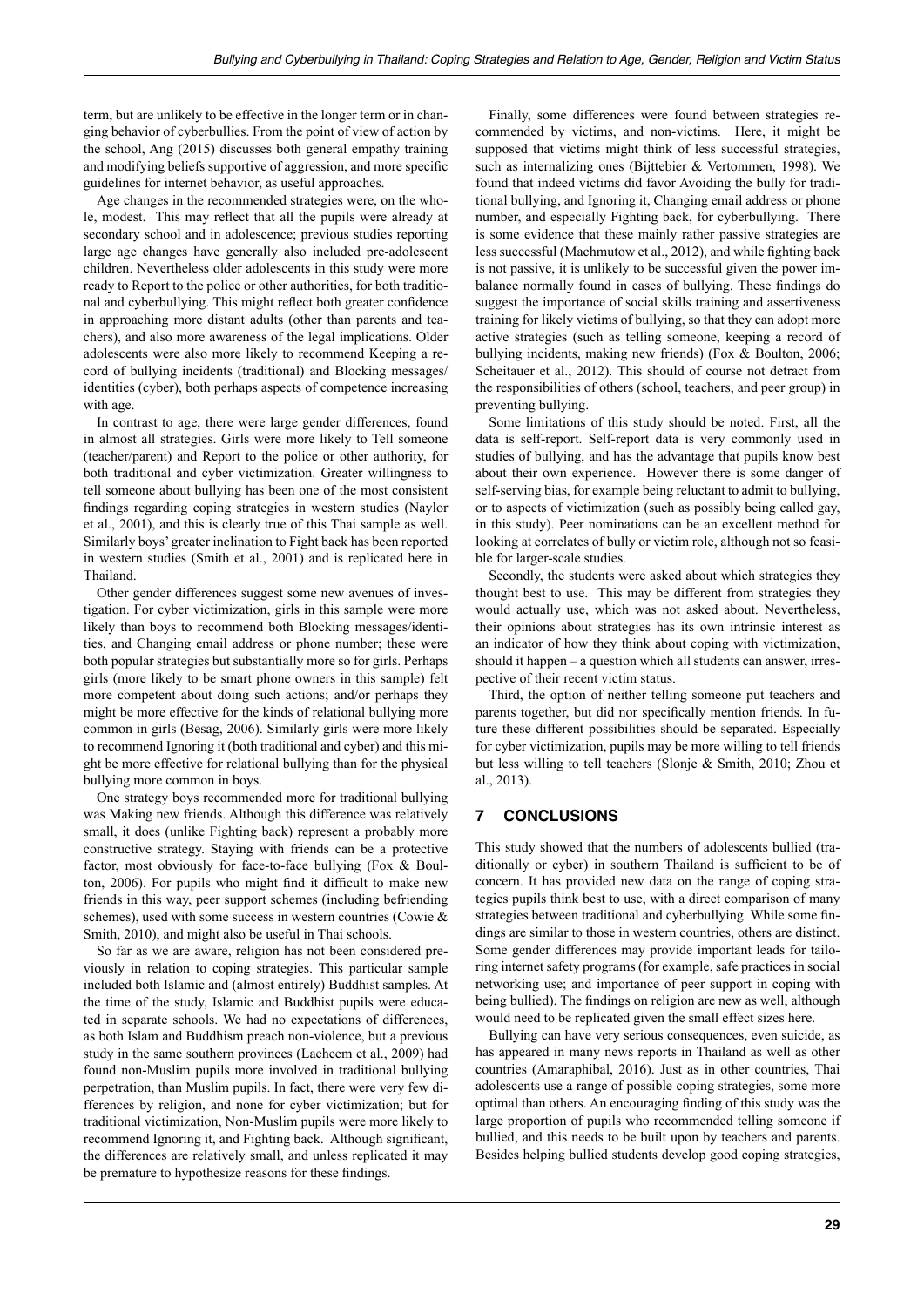term, but are unlikely to be effective in the longer term or in changing behavior of cyberbullies. From the point of view of action by the school, Ang (2015) discusses both general empathy training and modifying beliefs supportive of aggression, and more specific guidelines for internet behavior, as useful approaches.

Age changes in the recommended strategies were, on the whole, modest. This may reflect that all the pupils were already at secondary school and in adolescence; previous studies reporting large age changes have generally also included pre-adolescent children. Nevertheless older adolescents in this study were more ready to Report to the police or other authorities, for both traditional and cyberbullying. This might reflect both greater confidence in approaching more distant adults (other than parents and teachers), and also more awareness of the legal implications. Older adolescents were also more likely to recommend Keeping a record of bullying incidents (traditional) and Blocking messages/identities (cyber), both perhaps aspects of competence increasing with age.

In contrast to age, there were large gender differences, found in almost all strategies. Girls were more likely to Tell someone (teacher/parent) and Report to the police or other authority, for both traditional and cyber victimization. Greater willingness to tell someone about bullying has been one of the most consistent findings regarding coping strategies in western studies (Naylor et al., 2001), and this is clearly true of this Thai sample as well. Similarly boys' greater inclination to Fight back has been reported in western studies (Smith et al., 2001) and is replicated here in Thailand.

Other gender differences suggest some new avenues of investigation. For cyber victimization, girls in this sample were more likely than boys to recommend both Blocking messages/identities, and Changing email address or phone number; these were both popular strategies but substantially more so for girls. Perhaps girls (more likely to be smart phone owners in this sample) felt more competent about doing such actions; and/or perhaps they might be more effective for the kinds of relational bullying more common in girls (Besag, 2006). Similarly girls were more likely to recommend Ignoring it (both traditional and cyber) and this might be more effective for relational bullying than for the physical bullying more common in boys.

One strategy boys recommended more for traditional bullying was Making new friends. Although this difference was relatively small, it does (unlike Fighting back) represent a probably more constructive strategy. Staying with friends can be a protective factor, most obviously for face-to-face bullying (Fox & Boulton, 2006). For pupils who might find it difficult to make new friends in this way, peer support schemes (including befriending schemes), used with some success in western countries (Cowie & Smith, 2010), and might also be useful in Thai schools.

So far as we are aware, religion has not been considered previously in relation to coping strategies. This particular sample included both Islamic and (almost entirely) Buddhist samples. At the time of the study, Islamic and Buddhist pupils were educated in separate schools. We had no expectations of differences, as both Islam and Buddhism preach non-violence, but a previous study in the same southern provinces (Laeheem et al., 2009) had found non-Muslim pupils more involved in traditional bullying perpetration, than Muslim pupils. In fact, there were very few differences by religion, and none for cyber victimization; but for traditional victimization, Non-Muslim pupils were more likely to recommend Ignoring it, and Fighting back. Although significant, the differences are relatively small, and unless replicated it may be premature to hypothesize reasons for these findings.

Finally, some differences were found between strategies recommended by victims, and non-victims. Here, it might be supposed that victims might think of less successful strategies, such as internalizing ones (Bijttebier & Vertommen, 1998). We found that indeed victims did favor Avoiding the bully for traditional bullying, and Ignoring it, Changing email address or phone number, and especially Fighting back, for cyberbullying. There is some evidence that these mainly rather passive strategies are less successful (Machmutow et al., 2012), and while fighting back is not passive, it is unlikely to be successful given the power imbalance normally found in cases of bullying. These findings do suggest the importance of social skills training and assertiveness training for likely victims of bullying, so that they can adopt more active strategies (such as telling someone, keeping a record of bullying incidents, making new friends) (Fox & Boulton, 2006; Scheitauer et al., 2012). This should of course not detract from the responsibilities of others (school, teachers, and peer group) in preventing bullying.

Some limitations of this study should be noted. First, all the data is self-report. Self-report data is very commonly used in studies of bullying, and has the advantage that pupils know best about their own experience. However there is some danger of self-serving bias, for example being reluctant to admit to bullying, or to aspects of victimization (such as possibly being called gay, in this study). Peer nominations can be an excellent method for looking at correlates of bully or victim role, although not so feasible for larger-scale studies.

Secondly, the students were asked about which strategies they thought best to use. This may be different from strategies they would actually use, which was not asked about. Nevertheless, their opinions about strategies has its own intrinsic interest as an indicator of how they think about coping with victimization, should it happen – a question which all students can answer, irrespective of their recent victim status.

Third, the option of neither telling someone put teachers and parents together, but did nor specifically mention friends. In future these different possibilities should be separated. Especially for cyber victimization, pupils may be more willing to tell friends but less willing to tell teachers (Slonje & Smith, 2010; Zhou et al., 2013).

## 7 CONCLUSIONS

This study showed that the numbers of adolescents bullied (traditionally or cyber) in southern Thailand is sufficient to be of concern. It has provided new data on the range of coping strategies pupils think best to use, with a direct comparison of many strategies between traditional and cyberbullying. While some findings are similar to those in western countries, others are distinct. Some gender differences may provide important leads for tailoring internet safety programs (for example, safe practices in social networking use; and importance of peer support in coping with being bullied). The findings on religion are new as well, although would need to be replicated given the small effect sizes here.

Bullying can have very serious consequences, even suicide, as has appeared in many news reports in Thailand as well as other countries (Amaraphibal, 2016). Just as in other countries, Thai adolescents use a range of possible coping strategies, some more optimal than others. An encouraging finding of this study was the large proportion of pupils who recommended telling someone if bullied, and this needs to be built upon by teachers and parents. Besides helping bullied students develop good coping strategies,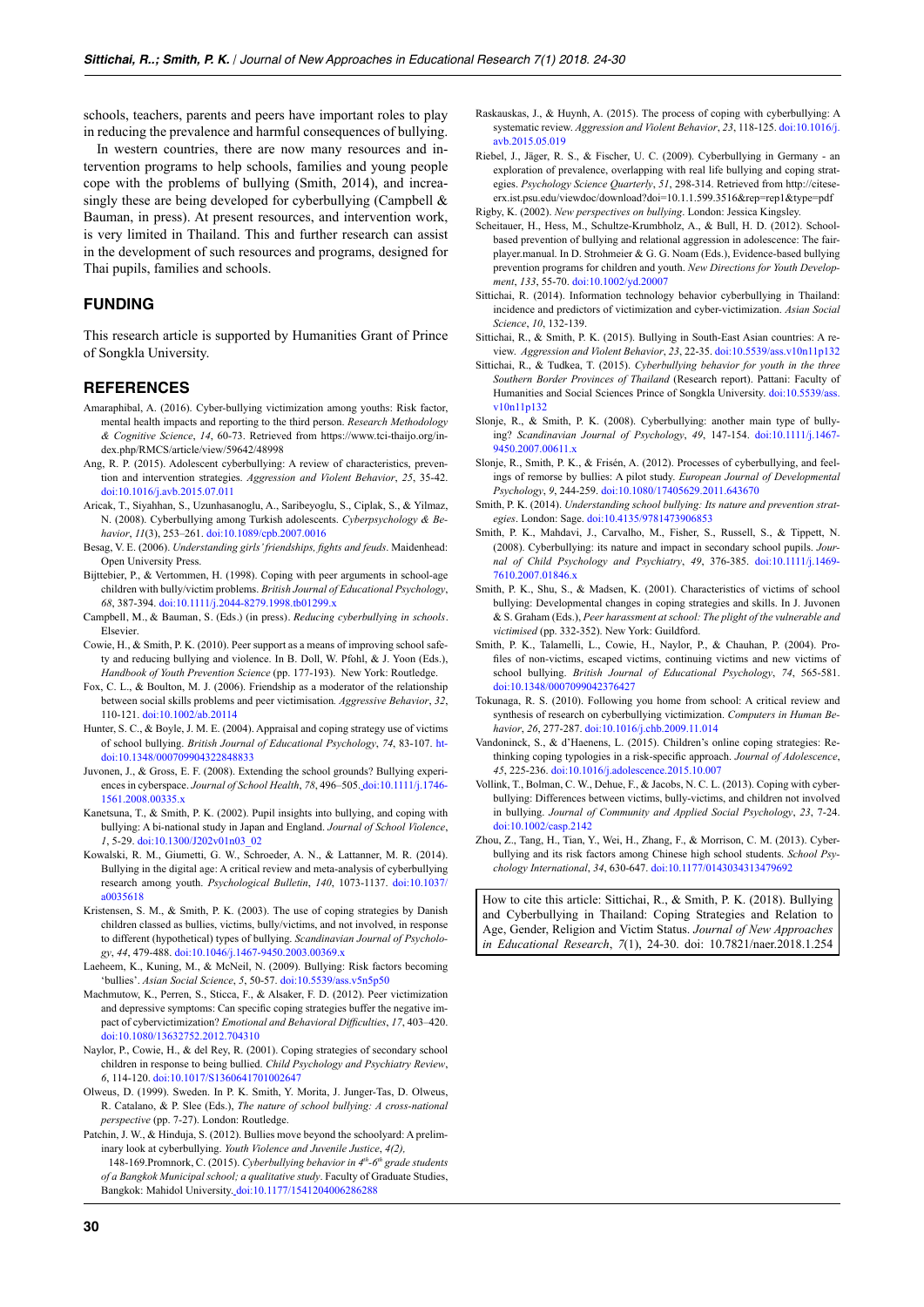schools, teachers, parents and peers have important roles to play in reducing the prevalence and harmful consequences of bullying.

In western countries, there are now many resources and intervention programs to help schools, families and young people cope with the problems of bullying (Smith, 2014), and increasingly these are being developed for cyberbullying (Campbell & Bauman, in press). At present resources, and intervention work, is very limited in Thailand. This and further research can assist in the development of such resources and programs, designed for Thai pupils, families and schools.

## FUNDING

This research article is supported by Humanities Grant of Prince of Songkla University.

## REFERENCES

Amaraphibal, A. (2016). Cyber-bullying victimization among youths: Risk factor, mental health impacts and reporting to the third person. *Research Methodology & Cognitive Science*, *14*, 60-73. Retrieved from https://www.tci-thaijo.org/index.php/RMCS/article/view/59642/48998

Ang, R. P. (2015). Adolescent cyberbullying: A review of characteristics, prevention and intervention strategies. *Aggression and Violent Behavior*, *25*, 35-42. doi:10.1016/j.avb.2015.07.011

Aricak, T., Siyahhan, S., Uzunhasanoglu, A., Saribeyoglu, S., Ciplak, S., & Yilmaz, N. (2008). Cyberbullying among Turkish adolescents. *Cyberpsychology & Behavior*, *11*(3), 253–261. doi:10.1089/cpb.2007.0016

Besag, V. E. (2006). *Understanding girls' friendships, fights and feuds*. Maidenhead: Open University Press.

Bijttebier, P., & Vertommen, H. (1998). Coping with peer arguments in school-age children with bully/victim problems. *British Journal of Educational Psychology*, *68*, 387-394. doi:10.1111/j.2044-8279.1998.tb01299.x

Campbell, M., & Bauman, S. (Eds.) (in press). *Reducing cyberbullying in schools*. Elsevier.

Cowie, H., & Smith, P. K. (2010). Peer support as a means of improving school safety and reducing bullying and violence. In B. Doll, W. Pfohl, & J. Yoon (Eds.), *Handbook of Youth Prevention Science* (pp. 177-193). New York: Routledge.

Fox, C. L., & Boulton, M. J. (2006). Friendship as a moderator of the relationship between social skills problems and peer victimisation. *Aggressive Behavior*, *32*, 110-121. doi:10.1002/ab.20114

Hunter, S. C., & Boyle, J. M. E. (2004). Appraisal and coping strategy use of victims of school bullying. *British Journal of Educational Psychology*, *74*, 83-107. htdoi:10.1348/000709904322848833

Juvonen, J., & Gross, E. F. (2008). Extending the school grounds? Bullying experiences in cyberspace. *Journal of School Health*, *78*, 496–505. doi:10.1111/j.1746-1561.2008.00335.x

Kanetsuna, T., & Smith, P. K. (2002). Pupil insights into bullying, and coping with bullying: A bi-national study in Japan and England. *Journal of School Violence*, *1*, 5-29. doi:10.1300/J202v01n03_02

Kowalski, R. M., Giumetti, G. W., Schroeder, A. N., & Lattanner, M. R. (2014). Bullying in the digital age: A critical review and meta-analysis of cyberbullying research among youth. *Psychological Bulletin*, *140*, 1073-1137. doi:10.1037/a0035618

Kristensen, S. M., & Smith, P. K. (2003). The use of coping strategies by Danish children classed as bullies, victims, bully/victims, and not involved, in response to different (hypothetical) types of bullying. *Scandinavian Journal of Psychology*, *44*, 479-488. doi:10.1046/j.1467-9450.2003.00369.x

Laeheem, K., Kuning, M., & McNeil, N. (2009). Bullying: Risk factors becoming 'bullies'. *Asian Social Science*, *5*, 50-57. doi:10.5539/ass.v5n5p50

Machmutow, K., Perren, S., Sticca, F., & Alsaker, F. D. (2012). Peer victimization and depressive symptoms: Can specific coping strategies buffer the negative impact of cybervictimization? *Emotional and Behavioral Difficulties*, *17*, 403–420. doi:10.1080/13632752.2012.704310

Naylor, P., Cowie, H., & del Rey, R. (2001). Coping strategies of secondary school children in response to being bullied. *Child Psychology and Psychiatry Review*, *6*, 114-120. doi:10.1017/S1360641701002647

Olweus, D. (1999). Sweden. In P. K. Smith, Y. Morita, J. Junger-Tas, D. Olweus, R. Catalano, & P. Slee (Eds.), *The nature of school bullying: A cross-national perspective* (pp. 7-27). London: Routledge.

Patchin, J. W., & Hinduja, S. (2012). Bullies move beyond the schoolyard: A preliminary look at cyberbullying. *Youth Violence and Juvenile Justice*, *4(2),* 148-169.Promnork, C. (2015). *Cyberbullying behavior in 4th-6th grade students of a Bangkok Municipal school; a qualitative study*. Faculty of Graduate Studies, Bangkok: Mahidol University. doi:10.1177/1541204006286288

Raskauskas, J., & Huynh, A. (2015). The process of coping with cyberbullying: A systematic review. *Aggression and Violent Behavior*, *23*, 118-125. doi:10.1016/j.avb.2015.05.019

Riebel, J., Jäger, R. S., & Fischer, U. C. (2009). Cyberbullying in Germany - an exploration of prevalence, overlapping with real life bullying and coping strategies. *Psychology Science Quarterly*, *51*, 298-314. Retrieved from http://citeseerx.ist.psu.edu/viewdoc/download?doi=10.1.1.599.3516&rep=rep1&type=pdf

Rigby, K. (2002). *New perspectives on bullying*. London: Jessica Kingsley.

Scheitauer, H., Hess, M., Schultze-Krumbholz, A., & Bull, H. D. (2012). School-based prevention of bullying and relational aggression in adolescence: The fairplayer.manual. In D. Strohmeier & G. G. Noam (Eds.), Evidence-based bullying prevention programs for children and youth. *New Directions for Youth Development*, *133*, 55-70. doi:10.1002/yd.20007

Sittichai, R. (2014). Information technology behavior cyberbullying in Thailand: incidence and predictors of victimization and cyber-victimization. *Asian Social Science*, *10*, 132-139.

Sittichai, R., & Smith, P. K. (2015). Bullying in South-East Asian countries: A review. *Aggression and Violent Behavior*, *23*, 22-35. doi:10.5539/ass.v10n11p132

Sittichai, R., & Tudkea, T. (2015). *Cyberbullying behavior for youth in the three Southern Border Provinces of Thailand* (Research report). Pattani: Faculty of Humanities and Social Sciences Prince of Songkla University. doi:10.5539/ass.v10n11p132

Slonje, R., & Smith, P. K. (2008). Cyberbullying: another main type of bullying? *Scandinavian Journal of Psychology*, *49*, 147-154. doi:10.1111/j.1467-9450.2007.00611.x

Slonje, R., Smith, P. K., & Frisén, A. (2012). Processes of cyberbullying, and feelings of remorse by bullies: A pilot study. *European Journal of Developmental Psychology*, *9*, 244-259. doi:10.1080/17405629.2011.643670

Smith, P. K. (2014). *Understanding school bullying: Its nature and prevention strategies*. London: Sage. doi:10.4135/9781473906853

Smith, P. K., Mahdavi, J., Carvalho, M., Fisher, S., Russell, S., & Tippett, N. (2008). Cyberbullying: its nature and impact in secondary school pupils. *Journal of Child Psychology and Psychiatry*, *49*, 376-385. doi:10.1111/j.1469-7610.2007.01846.x

Smith, P. K., Shu, S., & Madsen, K. (2001). Characteristics of victims of school bullying: Developmental changes in coping strategies and skills. In J. Juvonen & S. Graham (Eds.), *Peer harassment at school: The plight of the vulnerable and victimised* (pp. 332-352). New York: Guildford.

Smith, P. K., Talamelli, L., Cowie, H., Naylor, P., & Chauhan, P. (2004). Profiles of non-victims, escaped victims, continuing victims and new victims of school bullying. *British Journal of Educational Psychology*, *74*, 565-581. doi:10.1348/0007099042376427

Tokunaga, R. S. (2010). Following you home from school: A critical review and synthesis of research on cyberbullying victimization. *Computers in Human Behavior*, *26*, 277-287. doi:10.1016/j.chb.2009.11.014

Vandoninck, S., & d'Haenens, L. (2015). Children's online coping strategies: Rethinking coping typologies in a risk-specific approach. *Journal of Adolescence*, *45*, 225-236. doi:10.1016/j.adolescence.2015.10.007

Vollink, T., Bolman, C. W., Dehue, F., & Jacobs, N. C. L. (2013). Coping with cyberbullying: Differences between victims, bully-victims, and children not involved in bullying. *Journal of Community and Applied Social Psychology*, *23*, 7-24. doi:10.1002/casp.2142

Zhou, Z., Tang, H., Tian, Y., Wei, H., Zhang, F., & Morrison, C. M. (2013). Cyberbullying and its risk factors among Chinese high school students. *School Psychology International*, *34*, 630-647. doi:10.1177/0143034313479692

How to cite this article: Sittichai, R., & Smith, P. K. (2018). Bullying and Cyberbullying in Thailand: Coping Strategies and Relation to Age, Gender, Religion and Victim Status. *Journal of New Approaches in Educational Research*, *7*(1), 24-30. doi: 10.7821/naer.2018.1.254